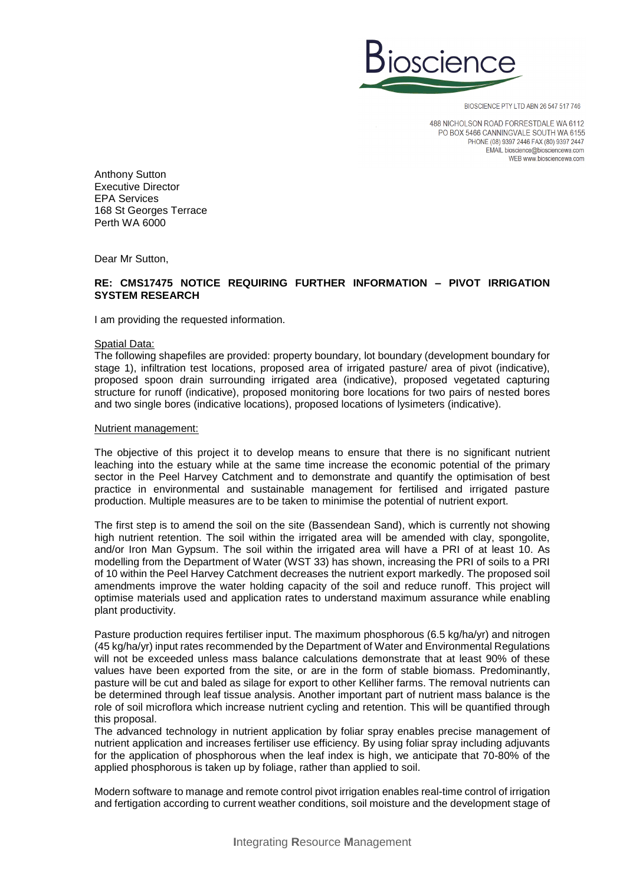Bioscience

BIOSCIENCE PTY LTD ABN 26 547 517 746

488 NICHOLSON ROAD FORRESTDALE WA 6112
PO BOX 5466 CANNINGVALE SOUTH WA 6155
PHONE (08) 9397 2446 FAX (80) 9397 2447
EMAIL bioscience@biosciencewa.com
WEB www.biosciencewa.com

Anthony Sutton
Executive Director
EPA Services
168 St Georges Terrace
Perth WA 6000

Dear Mr Sutton,

**RE: CMS17475 NOTICE REQUIRING FURTHER INFORMATION – PIVOT IRRIGATION SYSTEM RESEARCH**

I am providing the requested information.

Spatial Data:

The following shapefiles are provided: property boundary, lot boundary (development boundary for stage 1), infiltration test locations, proposed area of irrigated pasture/ area of pivot (indicative), proposed spoon drain surrounding irrigated area (indicative), proposed vegetated capturing structure for runoff (indicative), proposed monitoring bore locations for two pairs of nested bores and two single bores (indicative locations), proposed locations of lysimeters (indicative).

Nutrient management:

The objective of this project it to develop means to ensure that there is no significant nutrient leaching into the estuary while at the same time increase the economic potential of the primary sector in the Peel Harvey Catchment and to demonstrate and quantify the optimisation of best practice in environmental and sustainable management for fertilised and irrigated pasture production. Multiple measures are to be taken to minimise the potential of nutrient export.

The first step is to amend the soil on the site (Bassendean Sand), which is currently not showing high nutrient retention. The soil within the irrigated area will be amended with clay, spongolite, and/or Iron Man Gypsum. The soil within the irrigated area will have a PRI of at least 10. As modelling from the Department of Water (WST 33) has shown, increasing the PRI of soils to a PRI of 10 within the Peel Harvey Catchment decreases the nutrient export markedly. The proposed soil amendments improve the water holding capacity of the soil and reduce runoff. This project will optimise materials used and application rates to understand maximum assurance while enabling plant productivity.

Pasture production requires fertiliser input. The maximum phosphorous (6.5 kg/ha/yr) and nitrogen (45 kg/ha/yr) input rates recommended by the Department of Water and Environmental Regulations will not be exceeded unless mass balance calculations demonstrate that at least 90% of these values have been exported from the site, or are in the form of stable biomass. Predominantly, pasture will be cut and baled as silage for export to other Kelliher farms. The removal nutrients can be determined through leaf tissue analysis. Another important part of nutrient mass balance is the role of soil microflora which increase nutrient cycling and retention. This will be quantified through this proposal.

The advanced technology in nutrient application by foliar spray enables precise management of nutrient application and increases fertiliser use efficiency. By using foliar spray including adjuvants for the application of phosphorous when the leaf index is high, we anticipate that 70-80% of the applied phosphorous is taken up by foliage, rather than applied to soil.

Modern software to manage and remote control pivot irrigation enables real-time control of irrigation and fertigation according to current weather conditions, soil moisture and the development stage of

**I**ntegrating **R**esource **M**anagement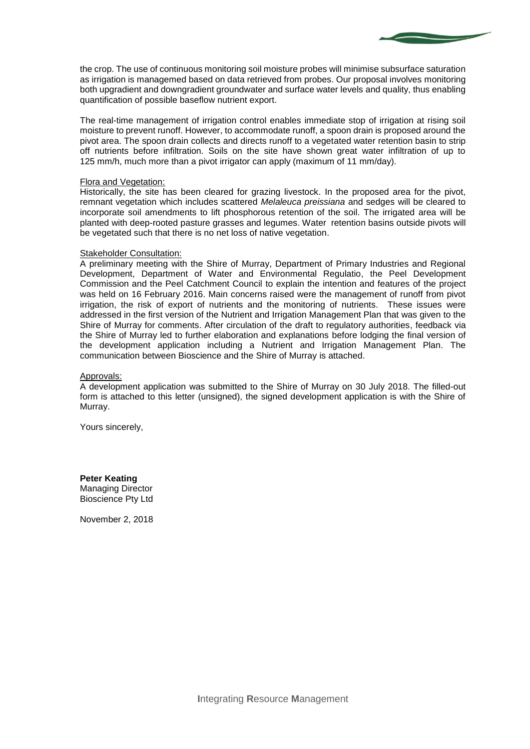the crop. The use of continuous monitoring soil moisture probes will minimise subsurface saturation as irrigation is managemed based on data retrieved from probes. Our proposal involves monitoring both upgradient and downgradient groundwater and surface water levels and quality, thus enabling quantification of possible baseflow nutrient export.

The real-time management of irrigation control enables immediate stop of irrigation at rising soil moisture to prevent runoff. However, to accommodate runoff, a spoon drain is proposed around the pivot area. The spoon drain collects and directs runoff to a vegetated water retention basin to strip off nutrients before infiltration. Soils on the site have shown great water infiltration of up to 125 mm/h, much more than a pivot irrigator can apply (maximum of 11 mm/day).

Flora and Vegetation:

Historically, the site has been cleared for grazing livestock. In the proposed area for the pivot, remnant vegetation which includes scattered *Melaleuca preissiana* and sedges will be cleared to incorporate soil amendments to lift phosphorous retention of the soil. The irrigated area will be planted with deep-rooted pasture grasses and legumes. Water retention basins outside pivots will be vegetated such that there is no net loss of native vegetation.

Stakeholder Consultation:

A preliminary meeting with the Shire of Murray, Department of Primary Industries and Regional Development, Department of Water and Environmental Regulatio, the Peel Development Commission and the Peel Catchment Council to explain the intention and features of the project was held on 16 February 2016. Main concerns raised were the management of runoff from pivot irrigation, the risk of export of nutrients and the monitoring of nutrients. These issues were addressed in the first version of the Nutrient and Irrigation Management Plan that was given to the Shire of Murray for comments. After circulation of the draft to regulatory authorities, feedback via the Shire of Murray led to further elaboration and explanations before lodging the final version of the development application including a Nutrient and Irrigation Management Plan. The communication between Bioscience and the Shire of Murray is attached.

Approvals:

A development application was submitted to the Shire of Murray on 30 July 2018. The filled-out form is attached to this letter (unsigned), the signed development application is with the Shire of Murray.

Yours sincerely,

**Peter Keating**
Managing Director
Bioscience Pty Ltd

November 2, 2018